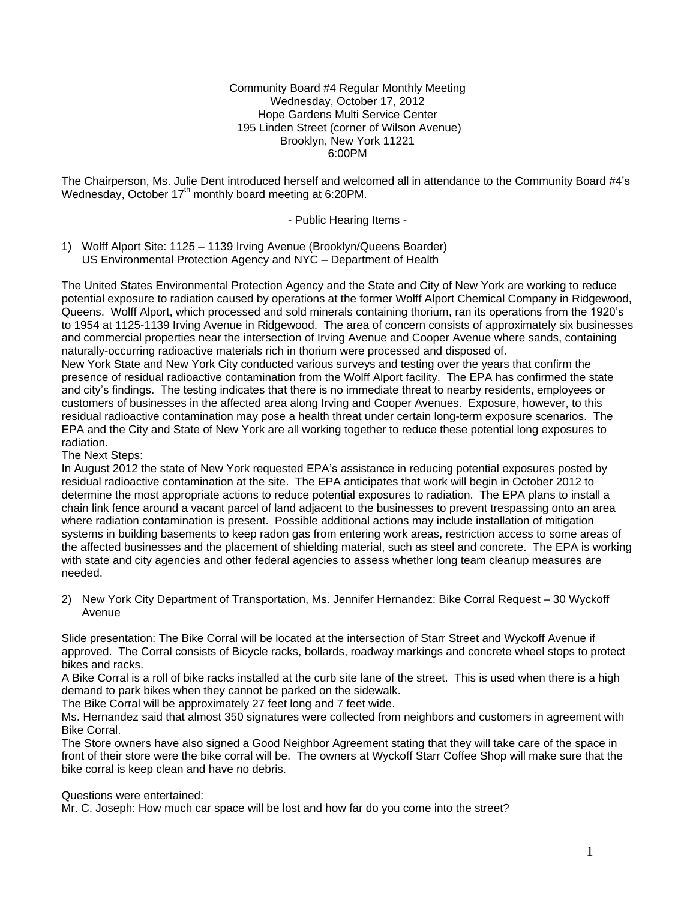Community Board #4 Regular Monthly Meeting  
Wednesday, October 17, 2012  
Hope Gardens Multi Service Center  
195 Linden Street (corner of Wilson Avenue)  
Brooklyn, New York 11221  
6:00PM

The Chairperson, Ms. Julie Dent introduced herself and welcomed all in attendance to the Community Board #4's Wednesday, October 17th monthly board meeting at 6:20PM.

- Public Hearing Items -

1) Wolff Alport Site: 1125 – 1139 Irving Avenue (Brooklyn/Queens Boarder)  
   US Environmental Protection Agency and NYC – Department of Health

The United States Environmental Protection Agency and the State and City of New York are working to reduce potential exposure to radiation caused by operations at the former Wolff Alport Chemical Company in Ridgewood, Queens. Wolff Alport, which processed and sold minerals containing thorium, ran its operations from the 1920's to 1954 at 1125-1139 Irving Avenue in Ridgewood. The area of concern consists of approximately six businesses and commercial properties near the intersection of Irving Avenue and Cooper Avenue where sands, containing naturally-occurring radioactive materials rich in thorium were processed and disposed of.
New York State and New York City conducted various surveys and testing over the years that confirm the presence of residual radioactive contamination from the Wolff Alport facility. The EPA has confirmed the state and city's findings. The testing indicates that there is no immediate threat to nearby residents, employees or customers of businesses in the affected area along Irving and Cooper Avenues. Exposure, however, to this residual radioactive contamination may pose a health threat under certain long-term exposure scenarios. The EPA and the City and State of New York are all working together to reduce these potential long exposures to radiation.
The Next Steps:
In August 2012 the state of New York requested EPA's assistance in reducing potential exposures posted by residual radioactive contamination at the site. The EPA anticipates that work will begin in October 2012 to determine the most appropriate actions to reduce potential exposures to radiation. The EPA plans to install a chain link fence around a vacant parcel of land adjacent to the businesses to prevent trespassing onto an area where radiation contamination is present. Possible additional actions may include installation of mitigation systems in building basements to keep radon gas from entering work areas, restriction access to some areas of the affected businesses and the placement of shielding material, such as steel and concrete. The EPA is working with state and city agencies and other federal agencies to assess whether long team cleanup measures are needed.

2) New York City Department of Transportation, Ms. Jennifer Hernandez: Bike Corral Request – 30 Wyckoff Avenue

Slide presentation: The Bike Corral will be located at the intersection of Starr Street and Wyckoff Avenue if approved. The Corral consists of Bicycle racks, bollards, roadway markings and concrete wheel stops to protect bikes and racks.
A Bike Corral is a roll of bike racks installed at the curb site lane of the street. This is used when there is a high demand to park bikes when they cannot be parked on the sidewalk.
The Bike Corral will be approximately 27 feet long and 7 feet wide.
Ms. Hernandez said that almost 350 signatures were collected from neighbors and customers in agreement with Bike Corral.
The Store owners have also signed a Good Neighbor Agreement stating that they will take care of the space in front of their store were the bike corral will be. The owners at Wyckoff Starr Coffee Shop will make sure that the bike corral is keep clean and have no debris.

Questions were entertained:
Mr. C. Joseph: How much car space will be lost and how far do you come into the street?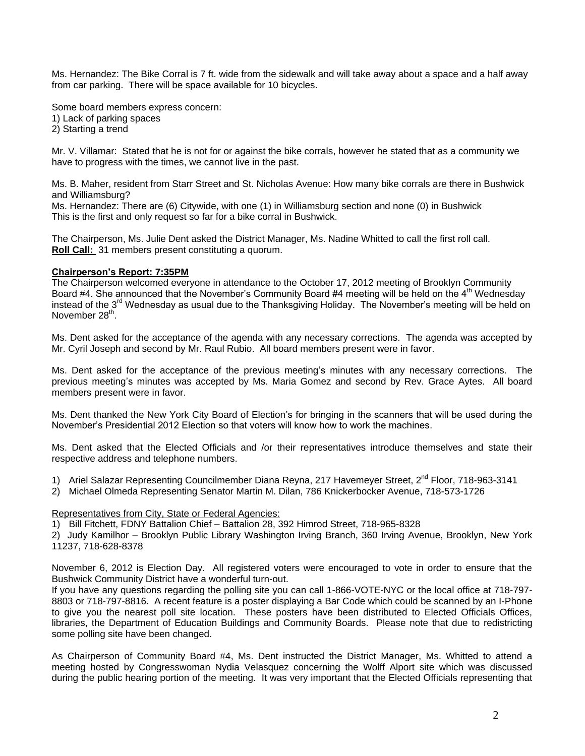Ms. Hernandez: The Bike Corral is 7 ft. wide from the sidewalk and will take away about a space and a half away from car parking. There will be space available for 10 bicycles.

Some board members express concern:
1) Lack of parking spaces
2) Starting a trend

Mr. V. Villamar: Stated that he is not for or against the bike corrals, however he stated that as a community we have to progress with the times, we cannot live in the past.

Ms. B. Maher, resident from Starr Street and St. Nicholas Avenue: How many bike corrals are there in Bushwick and Williamsburg?
Ms. Hernandez: There are (6) Citywide, with one (1) in Williamsburg section and none (0) in Bushwick
This is the first and only request so far for a bike corral in Bushwick.

The Chairperson, Ms. Julie Dent asked the District Manager, Ms. Nadine Whitted to call the first roll call.
**Roll Call:** 31 members present constituting a quorum.

**Chairperson's Report: 7:35PM**
The Chairperson welcomed everyone in attendance to the October 17, 2012 meeting of Brooklyn Community Board #4. She announced that the November's Community Board #4 meeting will be held on the 4th Wednesday instead of the 3rd Wednesday as usual due to the Thanksgiving Holiday. The November's meeting will be held on November 28th.

Ms. Dent asked for the acceptance of the agenda with any necessary corrections. The agenda was accepted by Mr. Cyril Joseph and second by Mr. Raul Rubio. All board members present were in favor.

Ms. Dent asked for the acceptance of the previous meeting's minutes with any necessary corrections. The previous meeting's minutes was accepted by Ms. Maria Gomez and second by Rev. Grace Aytes. All board members present were in favor.

Ms. Dent thanked the New York City Board of Election's for bringing in the scanners that will be used during the November's Presidential 2012 Election so that voters will know how to work the machines.

Ms. Dent asked that the Elected Officials and /or their representatives introduce themselves and state their respective address and telephone numbers.

1) Ariel Salazar Representing Councilmember Diana Reyna, 217 Havemeyer Street, 2nd Floor, 718-963-3141
2) Michael Olmeda Representing Senator Martin M. Dilan, 786 Knickerbocker Avenue, 718-573-1726

Representatives from City, State or Federal Agencies:
1) Bill Fitchett, FDNY Battalion Chief – Battalion 28, 392 Himrod Street, 718-965-8328
2) Judy Kamilhor – Brooklyn Public Library Washington Irving Branch, 360 Irving Avenue, Brooklyn, New York 11237, 718-628-8378

November 6, 2012 is Election Day. All registered voters were encouraged to vote in order to ensure that the Bushwick Community District have a wonderful turn-out.
If you have any questions regarding the polling site you can call 1-866-VOTE-NYC or the local office at 718-797-8803 or 718-797-8816. A recent feature is a poster displaying a Bar Code which could be scanned by an I-Phone to give you the nearest poll site location. These posters have been distributed to Elected Officials Offices, libraries, the Department of Education Buildings and Community Boards. Please note that due to redistricting some polling site have been changed.

As Chairperson of Community Board #4, Ms. Dent instructed the District Manager, Ms. Whitted to attend a meeting hosted by Congresswoman Nydia Velasquez concerning the Wolff Alport site which was discussed during the public hearing portion of the meeting. It was very important that the Elected Officials representing that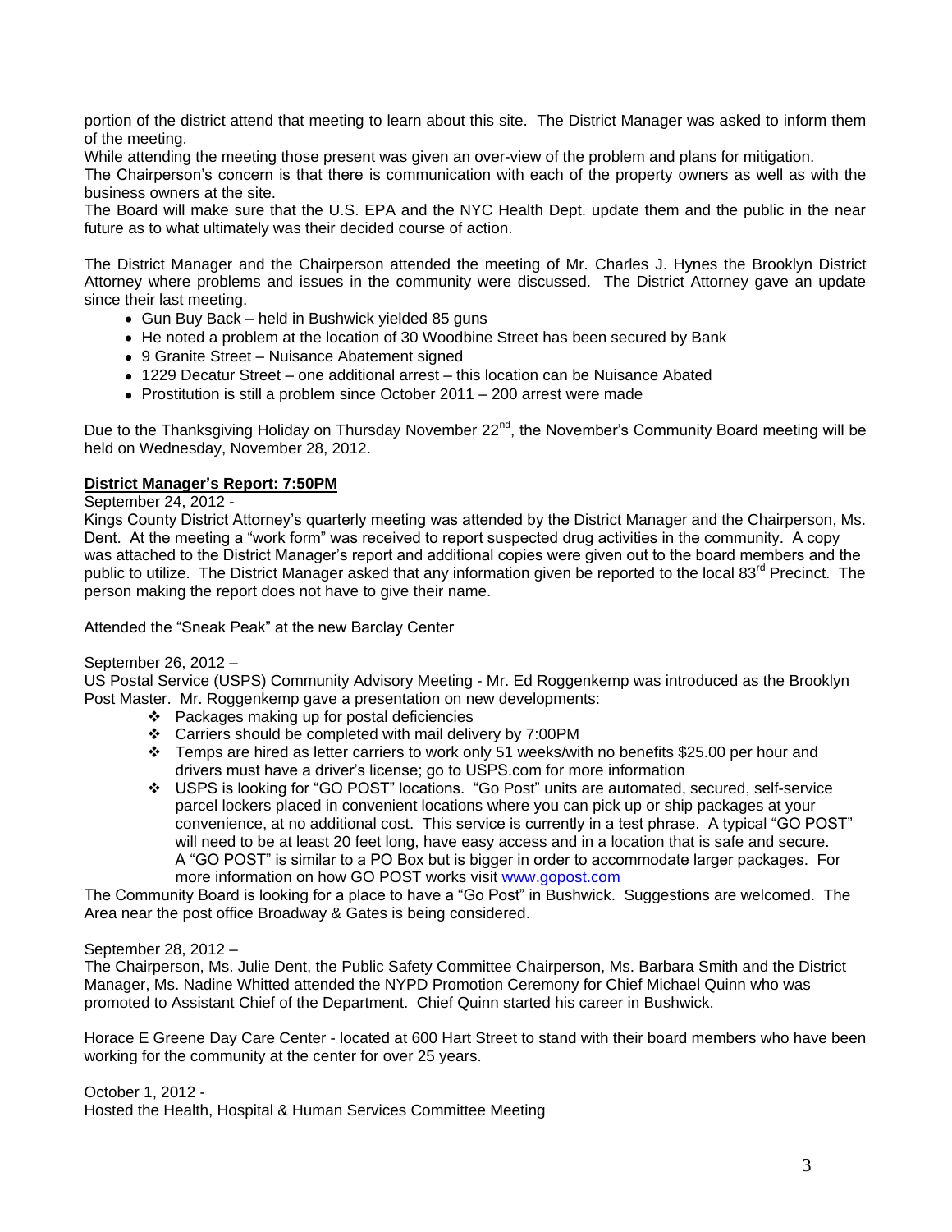portion of the district attend that meeting to learn about this site. The District Manager was asked to inform them of the meeting.

While attending the meeting those present was given an over-view of the problem and plans for mitigation.

The Chairperson's concern is that there is communication with each of the property owners as well as with the business owners at the site.

The Board will make sure that the U.S. EPA and the NYC Health Dept. update them and the public in the near future as to what ultimately was their decided course of action.

The District Manager and the Chairperson attended the meeting of Mr. Charles J. Hynes the Brooklyn District Attorney where problems and issues in the community were discussed. The District Attorney gave an update since their last meeting.

- Gun Buy Back – held in Bushwick yielded 85 guns
- He noted a problem at the location of 30 Woodbine Street has been secured by Bank
- 9 Granite Street – Nuisance Abatement signed
- 1229 Decatur Street – one additional arrest – this location can be Nuisance Abated
- Prostitution is still a problem since October 2011 – 200 arrest were made

Due to the Thanksgiving Holiday on Thursday November 22nd, the November's Community Board meeting will be held on Wednesday, November 28, 2012.

**District Manager's Report: 7:50PM**

September 24, 2012 -

Kings County District Attorney's quarterly meeting was attended by the District Manager and the Chairperson, Ms. Dent. At the meeting a "work form" was received to report suspected drug activities in the community. A copy was attached to the District Manager's report and additional copies were given out to the board members and the public to utilize. The District Manager asked that any information given be reported to the local 83rd Precinct. The person making the report does not have to give their name.

Attended the "Sneak Peak" at the new Barclay Center

September 26, 2012 –

US Postal Service (USPS) Community Advisory Meeting - Mr. Ed Roggenkemp was introduced as the Brooklyn Post Master. Mr. Roggenkemp gave a presentation on new developments:

- Packages making up for postal deficiencies
- Carriers should be completed with mail delivery by 7:00PM
- Temps are hired as letter carriers to work only 51 weeks/with no benefits $25.00 per hour and drivers must have a driver's license; go to USPS.com for more information
- USPS is looking for "GO POST" locations. "Go Post" units are automated, secured, self-service parcel lockers placed in convenient locations where you can pick up or ship packages at your convenience, at no additional cost. This service is currently in a test phrase. A typical "GO POST" will need to be at least 20 feet long, have easy access and in a location that is safe and secure. A "GO POST" is similar to a PO Box but is bigger in order to accommodate larger packages. For more information on how GO POST works visit [www.gopost.com](http://www.gopost.com)

The Community Board is looking for a place to have a "Go Post" in Bushwick. Suggestions are welcomed. The Area near the post office Broadway & Gates is being considered.

September 28, 2012 –

The Chairperson, Ms. Julie Dent, the Public Safety Committee Chairperson, Ms. Barbara Smith and the District Manager, Ms. Nadine Whitted attended the NYPD Promotion Ceremony for Chief Michael Quinn who was promoted to Assistant Chief of the Department. Chief Quinn started his career in Bushwick.

Horace E Greene Day Care Center - located at 600 Hart Street to stand with their board members who have been working for the community at the center for over 25 years.

October 1, 2012 -

Hosted the Health, Hospital & Human Services Committee Meeting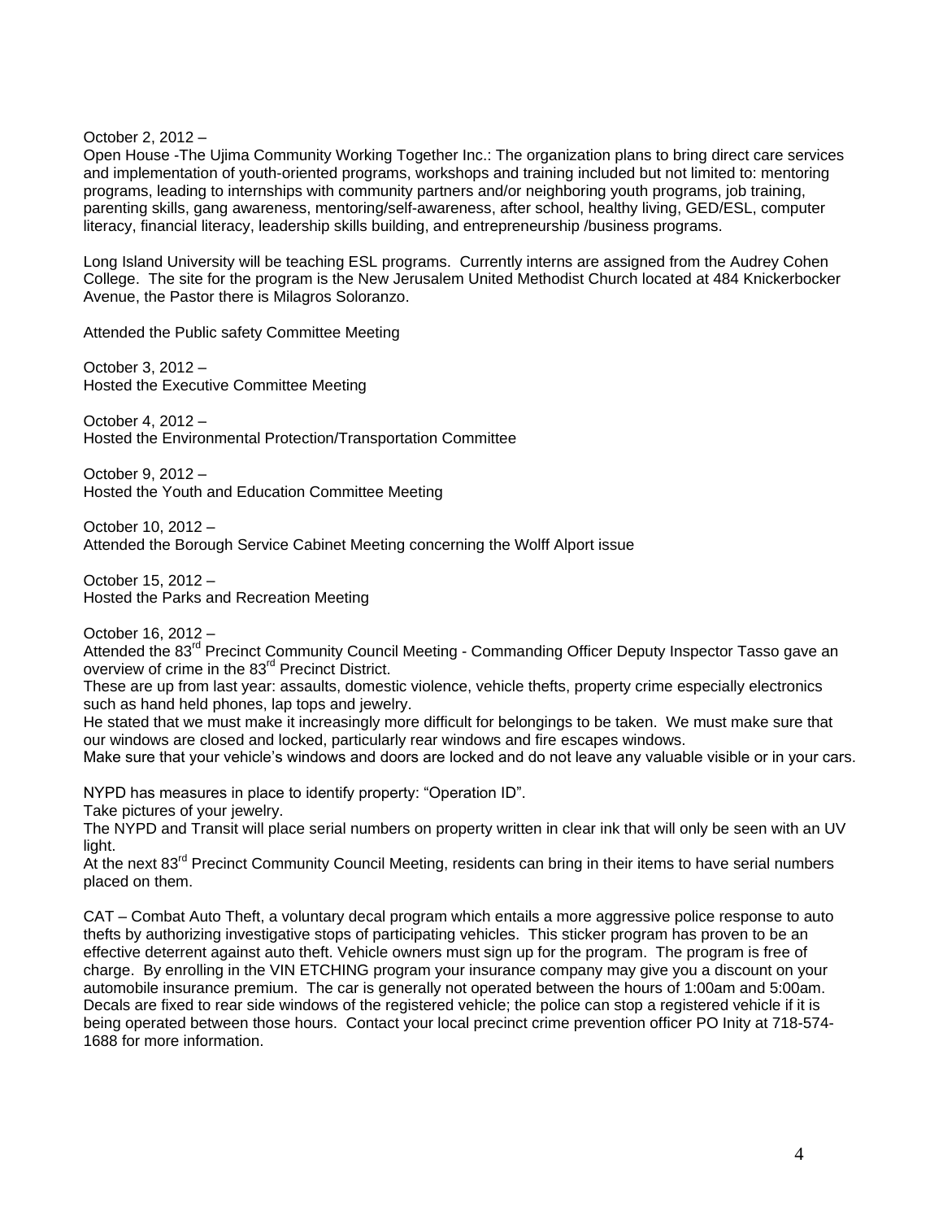October 2, 2012 –
Open House -The Ujima Community Working Together Inc.: The organization plans to bring direct care services and implementation of youth-oriented programs, workshops and training included but not limited to: mentoring programs, leading to internships with community partners and/or neighboring youth programs, job training, parenting skills, gang awareness, mentoring/self-awareness, after school, healthy living, GED/ESL, computer literacy, financial literacy, leadership skills building, and entrepreneurship /business programs.

Long Island University will be teaching ESL programs. Currently interns are assigned from the Audrey Cohen College. The site for the program is the New Jerusalem United Methodist Church located at 484 Knickerbocker Avenue, the Pastor there is Milagros Soloranzo.

Attended the Public safety Committee Meeting

October 3, 2012 –
Hosted the Executive Committee Meeting

October 4, 2012 –
Hosted the Environmental Protection/Transportation Committee

October 9, 2012 –
Hosted the Youth and Education Committee Meeting

October 10, 2012 –
Attended the Borough Service Cabinet Meeting concerning the Wolff Alport issue

October 15, 2012 –
Hosted the Parks and Recreation Meeting

October 16, 2012 –
Attended the 83rd Precinct Community Council Meeting - Commanding Officer Deputy Inspector Tasso gave an overview of crime in the 83rd Precinct District.
These are up from last year: assaults, domestic violence, vehicle thefts, property crime especially electronics such as hand held phones, lap tops and jewelry.
He stated that we must make it increasingly more difficult for belongings to be taken. We must make sure that our windows are closed and locked, particularly rear windows and fire escapes windows.
Make sure that your vehicle's windows and doors are locked and do not leave any valuable visible or in your cars.

NYPD has measures in place to identify property: "Operation ID".
Take pictures of your jewelry.
The NYPD and Transit will place serial numbers on property written in clear ink that will only be seen with an UV light.
At the next 83rd Precinct Community Council Meeting, residents can bring in their items to have serial numbers placed on them.

CAT – Combat Auto Theft, a voluntary decal program which entails a more aggressive police response to auto thefts by authorizing investigative stops of participating vehicles. This sticker program has proven to be an effective deterrent against auto theft. Vehicle owners must sign up for the program. The program is free of charge. By enrolling in the VIN ETCHING program your insurance company may give you a discount on your automobile insurance premium. The car is generally not operated between the hours of 1:00am and 5:00am. Decals are fixed to rear side windows of the registered vehicle; the police can stop a registered vehicle if it is being operated between those hours. Contact your local precinct crime prevention officer PO Inity at 718-574-1688 for more information.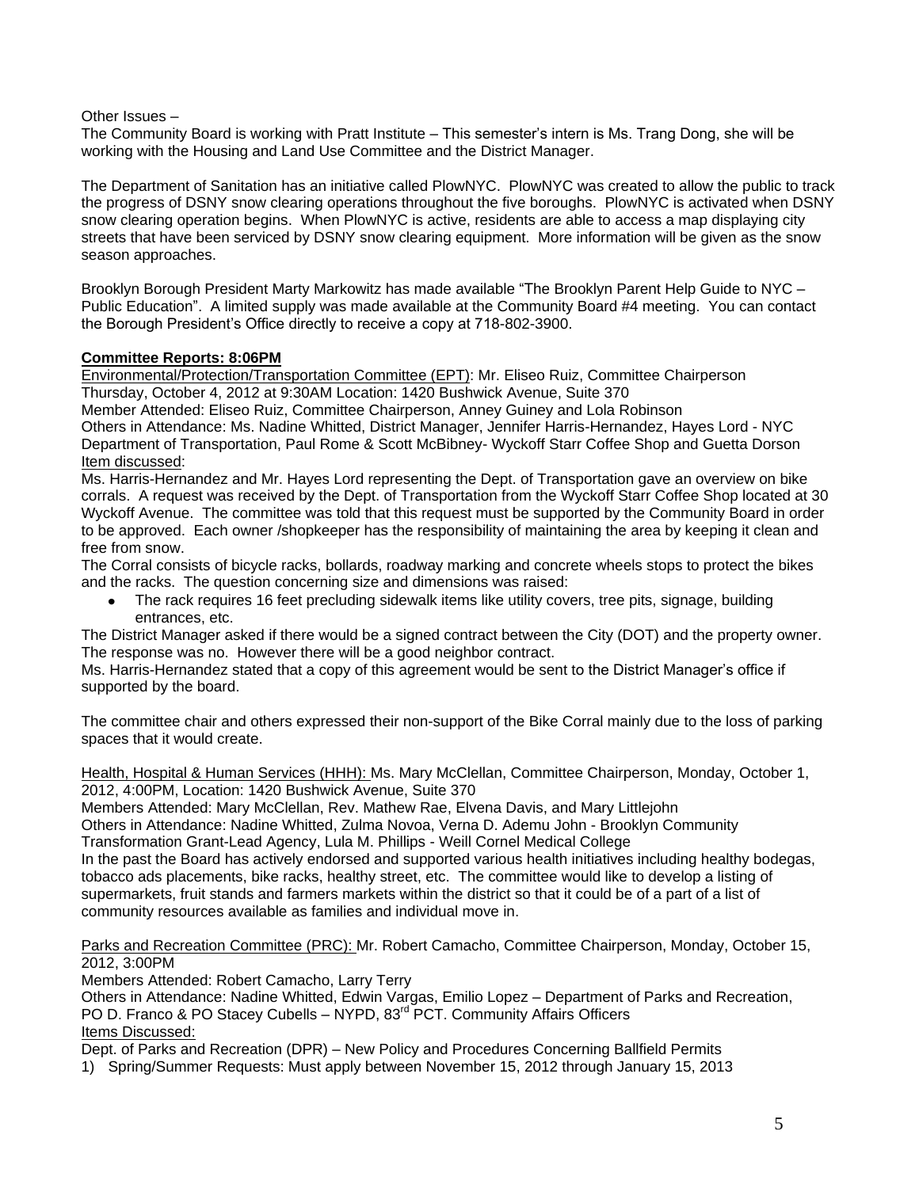Other Issues –

The Community Board is working with Pratt Institute – This semester's intern is Ms. Trang Dong, she will be working with the Housing and Land Use Committee and the District Manager.

The Department of Sanitation has an initiative called PlowNYC. PlowNYC was created to allow the public to track the progress of DSNY snow clearing operations throughout the five boroughs. PlowNYC is activated when DSNY snow clearing operation begins. When PlowNYC is active, residents are able to access a map displaying city streets that have been serviced by DSNY snow clearing equipment. More information will be given as the snow season approaches.

Brooklyn Borough President Marty Markowitz has made available "The Brooklyn Parent Help Guide to NYC – Public Education". A limited supply was made available at the Community Board #4 meeting. You can contact the Borough President's Office directly to receive a copy at 718-802-3900.

**Committee Reports: 8:06PM**

Environmental/Protection/Transportation Committee (EPT): Mr. Eliseo Ruiz, Committee Chairperson
Thursday, October 4, 2012 at 9:30AM Location: 1420 Bushwick Avenue, Suite 370
Member Attended: Eliseo Ruiz, Committee Chairperson, Anney Guiney and Lola Robinson
Others in Attendance: Ms. Nadine Whitted, District Manager, Jennifer Harris-Hernandez, Hayes Lord - NYC Department of Transportation, Paul Rome & Scott McBibney- Wyckoff Starr Coffee Shop and Guetta Dorson
Item discussed:
Ms. Harris-Hernandez and Mr. Hayes Lord representing the Dept. of Transportation gave an overview on bike corrals. A request was received by the Dept. of Transportation from the Wyckoff Starr Coffee Shop located at 30 Wyckoff Avenue. The committee was told that this request must be supported by the Community Board in order to be approved. Each owner /shopkeeper has the responsibility of maintaining the area by keeping it clean and free from snow.
The Corral consists of bicycle racks, bollards, roadway marking and concrete wheels stops to protect the bikes and the racks. The question concerning size and dimensions was raised:

- The rack requires 16 feet precluding sidewalk items like utility covers, tree pits, signage, building entrances, etc.

The District Manager asked if there would be a signed contract between the City (DOT) and the property owner. The response was no. However there will be a good neighbor contract.
Ms. Harris-Hernandez stated that a copy of this agreement would be sent to the District Manager's office if supported by the board.

The committee chair and others expressed their non-support of the Bike Corral mainly due to the loss of parking spaces that it would create.

Health, Hospital & Human Services (HHH): Ms. Mary McClellan, Committee Chairperson, Monday, October 1, 2012, 4:00PM, Location: 1420 Bushwick Avenue, Suite 370
Members Attended: Mary McClellan, Rev. Mathew Rae, Elvena Davis, and Mary Littlejohn
Others in Attendance: Nadine Whitted, Zulma Novoa, Verna D. Ademu John - Brooklyn Community Transformation Grant-Lead Agency, Lula M. Phillips - Weill Cornel Medical College
In the past the Board has actively endorsed and supported various health initiatives including healthy bodegas, tobacco ads placements, bike racks, healthy street, etc. The committee would like to develop a listing of supermarkets, fruit stands and farmers markets within the district so that it could be of a part of a list of community resources available as families and individual move in.

Parks and Recreation Committee (PRC): Mr. Robert Camacho, Committee Chairperson, Monday, October 15, 2012, 3:00PM
Members Attended: Robert Camacho, Larry Terry
Others in Attendance: Nadine Whitted, Edwin Vargas, Emilio Lopez – Department of Parks and Recreation, PO D. Franco & PO Stacey Cubells – NYPD, 83rd PCT. Community Affairs Officers
Items Discussed:
Dept. of Parks and Recreation (DPR) – New Policy and Procedures Concerning Ballfield Permits

1) Spring/Summer Requests: Must apply between November 15, 2012 through January 15, 2013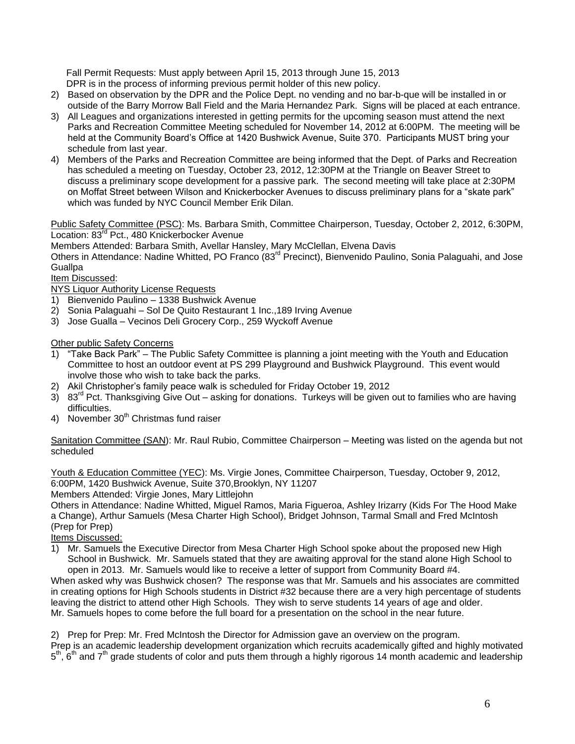Fall Permit Requests: Must apply between April 15, 2013 through June 15, 2013
DPR is in the process of informing previous permit holder of this new policy.

2) Based on observation by the DPR and the Police Dept. no vending and no bar-b-que will be installed in or outside of the Barry Morrow Ball Field and the Maria Hernandez Park. Signs will be placed at each entrance.
3) All Leagues and organizations interested in getting permits for the upcoming season must attend the next Parks and Recreation Committee Meeting scheduled for November 14, 2012 at 6:00PM. The meeting will be held at the Community Board's Office at 1420 Bushwick Avenue, Suite 370. Participants MUST bring your schedule from last year.
4) Members of the Parks and Recreation Committee are being informed that the Dept. of Parks and Recreation has scheduled a meeting on Tuesday, October 23, 2012, 12:30PM at the Triangle on Beaver Street to discuss a preliminary scope development for a passive park. The second meeting will take place at 2:30PM on Moffat Street between Wilson and Knickerbocker Avenues to discuss preliminary plans for a "skate park" which was funded by NYC Council Member Erik Dilan.

Public Safety Committee (PSC): Ms. Barbara Smith, Committee Chairperson, Tuesday, October 2, 2012, 6:30PM, Location: 83rd Pct., 480 Knickerbocker Avenue

Members Attended: Barbara Smith, Avellar Hansley, Mary McClellan, Elvena Davis

Others in Attendance: Nadine Whitted, PO Franco (83rd Precinct), Bienvenido Paulino, Sonia Palaguahi, and Jose Guallpa

Item Discussed:

NYS Liquor Authority License Requests

1) Bienvenido Paulino – 1338 Bushwick Avenue
2) Sonia Palaguahi – Sol De Quito Restaurant 1 Inc.,189 Irving Avenue
3) Jose Gualla – Vecinos Deli Grocery Corp., 259 Wyckoff Avenue

Other public Safety Concerns

1) "Take Back Park" – The Public Safety Committee is planning a joint meeting with the Youth and Education Committee to host an outdoor event at PS 299 Playground and Bushwick Playground. This event would involve those who wish to take back the parks.
2) Akil Christopher's family peace walk is scheduled for Friday October 19, 2012
3) 83rd Pct. Thanksgiving Give Out – asking for donations. Turkeys will be given out to families who are having difficulties.
4) November 30th Christmas fund raiser

Sanitation Committee (SAN): Mr. Raul Rubio, Committee Chairperson – Meeting was listed on the agenda but not scheduled

Youth & Education Committee (YEC): Ms. Virgie Jones, Committee Chairperson, Tuesday, October 9, 2012, 6:00PM, 1420 Bushwick Avenue, Suite 370,Brooklyn, NY 11207

Members Attended: Virgie Jones, Mary Littlejohn

Others in Attendance: Nadine Whitted, Miguel Ramos, Maria Figueroa, Ashley Irizarry (Kids For The Hood Make a Change), Arthur Samuels (Mesa Charter High School), Bridget Johnson, Tarmal Small and Fred McIntosh (Prep for Prep)

Items Discussed:

1) Mr. Samuels the Executive Director from Mesa Charter High School spoke about the proposed new High School in Bushwick. Mr. Samuels stated that they are awaiting approval for the stand alone High School to open in 2013. Mr. Samuels would like to receive a letter of support from Community Board #4.

When asked why was Bushwick chosen? The response was that Mr. Samuels and his associates are committed in creating options for High Schools students in District #32 because there are a very high percentage of students leaving the district to attend other High Schools. They wish to serve students 14 years of age and older.
Mr. Samuels hopes to come before the full board for a presentation on the school in the near future.

2) Prep for Prep: Mr. Fred McIntosh the Director for Admission gave an overview on the program.
Prep is an academic leadership development organization which recruits academically gifted and highly motivated 5th, 6th and 7th grade students of color and puts them through a highly rigorous 14 month academic and leadership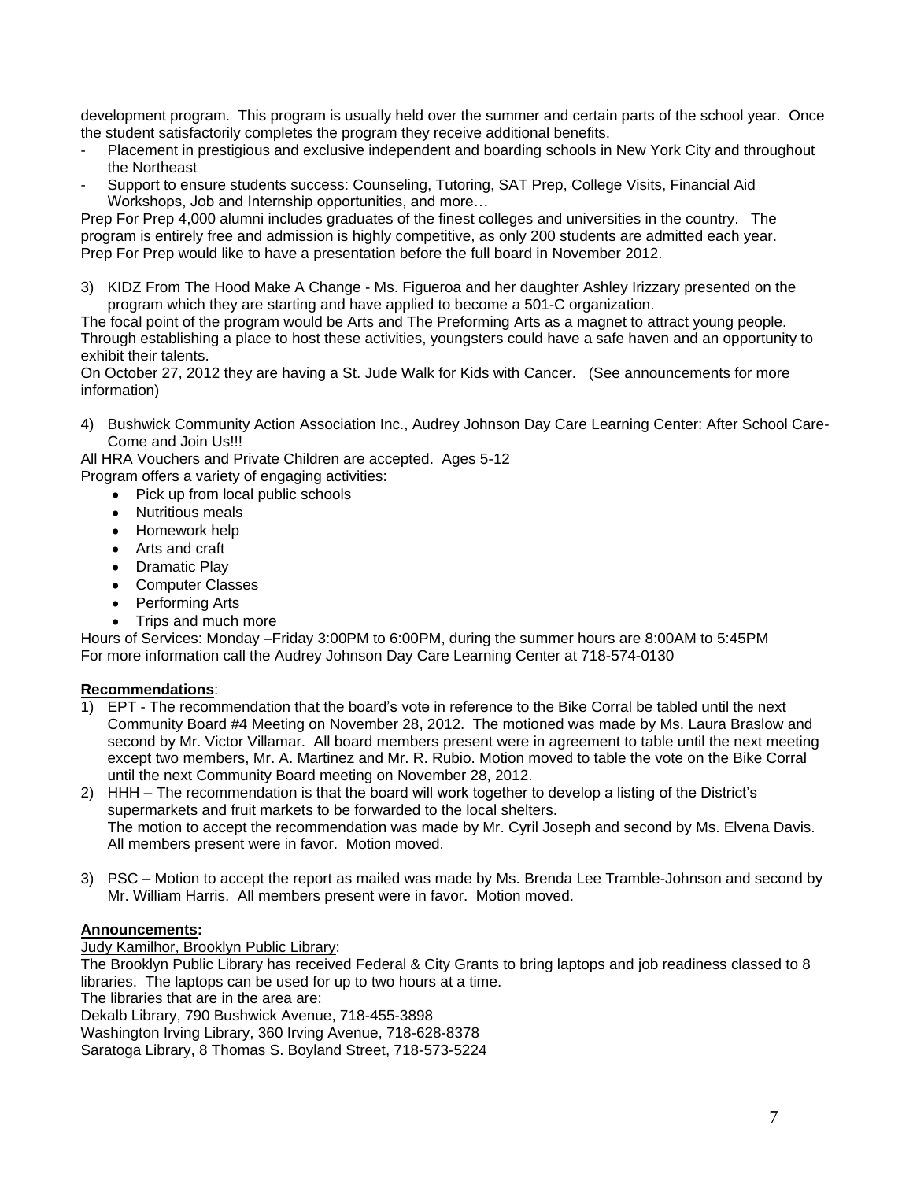development program. This program is usually held over the summer and certain parts of the school year. Once the student satisfactorily completes the program they receive additional benefits.

- Placement in prestigious and exclusive independent and boarding schools in New York City and throughout the Northeast
- Support to ensure students success: Counseling, Tutoring, SAT Prep, College Visits, Financial Aid Workshops, Job and Internship opportunities, and more…

Prep For Prep 4,000 alumni includes graduates of the finest colleges and universities in the country. The program is entirely free and admission is highly competitive, as only 200 students are admitted each year. Prep For Prep would like to have a presentation before the full board in November 2012.

3) KIDZ From The Hood Make A Change - Ms. Figueroa and her daughter Ashley Irizzary presented on the program which they are starting and have applied to become a 501-C organization.

The focal point of the program would be Arts and The Preforming Arts as a magnet to attract young people. Through establishing a place to host these activities, youngsters could have a safe haven and an opportunity to exhibit their talents.

On October 27, 2012 they are having a St. Jude Walk for Kids with Cancer. (See announcements for more information)

4) Bushwick Community Action Association Inc., Audrey Johnson Day Care Learning Center: After School Care- Come and Join Us!!!

All HRA Vouchers and Private Children are accepted. Ages 5-12

Program offers a variety of engaging activities:

- Pick up from local public schools
- Nutritious meals
- Homework help
- Arts and craft
- Dramatic Play
- Computer Classes
- Performing Arts
- Trips and much more

Hours of Services: Monday –Friday 3:00PM to 6:00PM, during the summer hours are 8:00AM to 5:45PM
For more information call the Audrey Johnson Day Care Learning Center at 718-574-0130

**Recommendations**:

1) EPT - The recommendation that the board's vote in reference to the Bike Corral be tabled until the next Community Board #4 Meeting on November 28, 2012. The motioned was made by Ms. Laura Braslow and second by Mr. Victor Villamar. All board members present were in agreement to table until the next meeting except two members, Mr. A. Martinez and Mr. R. Rubio. Motion moved to table the vote on the Bike Corral until the next Community Board meeting on November 28, 2012.
2) HHH – The recommendation is that the board will work together to develop a listing of the District's supermarkets and fruit markets to be forwarded to the local shelters.
   The motion to accept the recommendation was made by Mr. Cyril Joseph and second by Ms. Elvena Davis. All members present were in favor. Motion moved.

3) PSC – Motion to accept the report as mailed was made by Ms. Brenda Lee Tramble-Johnson and second by Mr. William Harris. All members present were in favor. Motion moved.

**Announcements:**

Judy Kamilhor, Brooklyn Public Library:

The Brooklyn Public Library has received Federal & City Grants to bring laptops and job readiness classed to 8 libraries. The laptops can be used for up to two hours at a time.

The libraries that are in the area are:

Dekalb Library, 790 Bushwick Avenue, 718-455-3898
Washington Irving Library, 360 Irving Avenue, 718-628-8378
Saratoga Library, 8 Thomas S. Boyland Street, 718-573-5224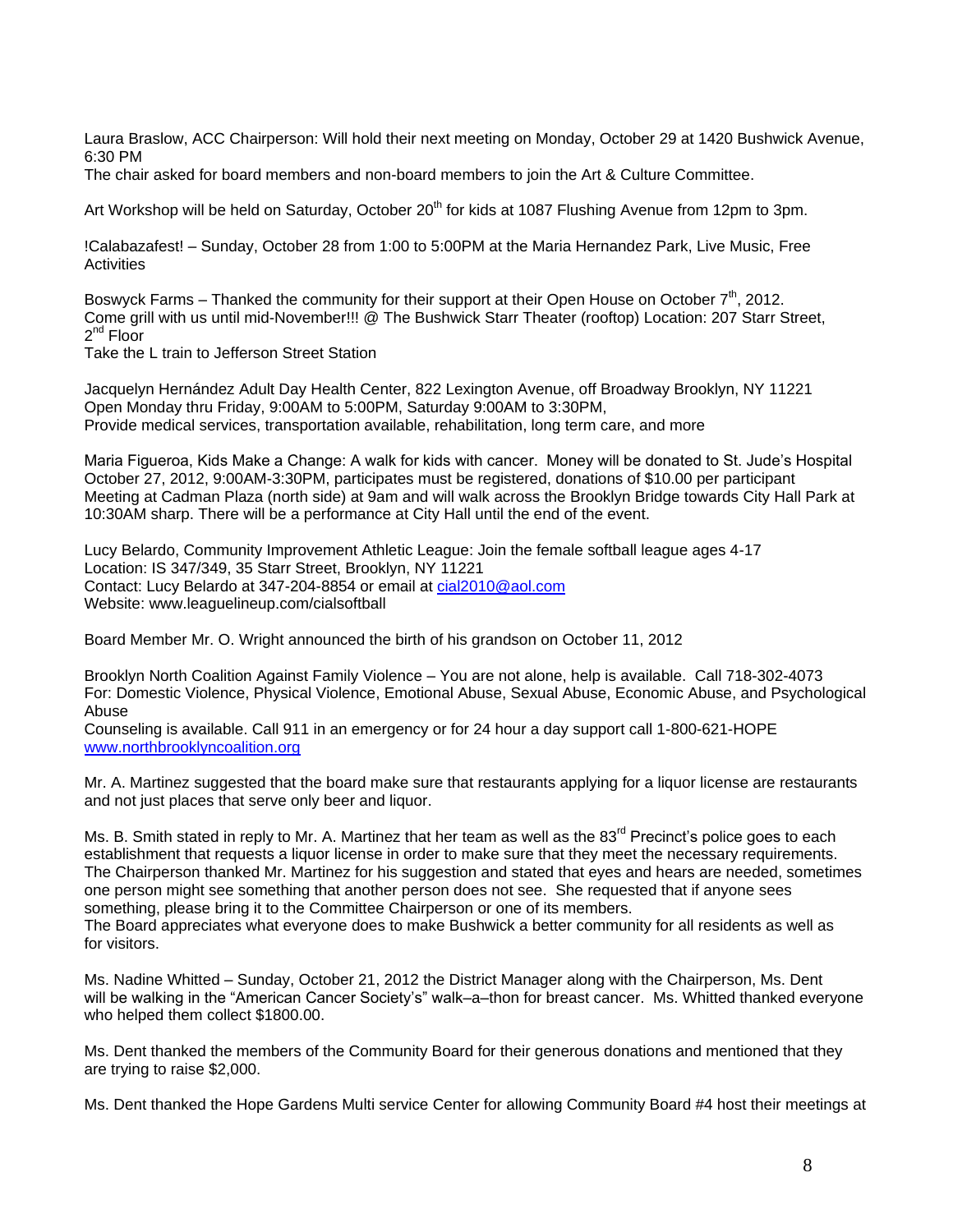Laura Braslow, ACC Chairperson: Will hold their next meeting on Monday, October 29 at 1420 Bushwick Avenue, 6:30 PM
The chair asked for board members and non-board members to join the Art & Culture Committee.

Art Workshop will be held on Saturday, October 20th for kids at 1087 Flushing Avenue from 12pm to 3pm.

!Calabazafest! – Sunday, October 28 from 1:00 to 5:00PM at the Maria Hernandez Park, Live Music, Free Activities

Boswyck Farms – Thanked the community for their support at their Open House on October 7th, 2012.
Come grill with us until mid-November!!! @ The Bushwick Starr Theater (rooftop) Location: 207 Starr Street, 2nd Floor
Take the L train to Jefferson Street Station

Jacquelyn Hernández Adult Day Health Center, 822 Lexington Avenue, off Broadway Brooklyn, NY 11221
Open Monday thru Friday, 9:00AM to 5:00PM, Saturday 9:00AM to 3:30PM,
Provide medical services, transportation available, rehabilitation, long term care, and more

Maria Figueroa, Kids Make a Change: A walk for kids with cancer. Money will be donated to St. Jude's Hospital October 27, 2012, 9:00AM-3:30PM, participates must be registered, donations of $10.00 per participant
Meeting at Cadman Plaza (north side) at 9am and will walk across the Brooklyn Bridge towards City Hall Park at 10:30AM sharp. There will be a performance at City Hall until the end of the event.

Lucy Belardo, Community Improvement Athletic League: Join the female softball league ages 4-17
Location: IS 347/349, 35 Starr Street, Brooklyn, NY 11221
Contact: Lucy Belardo at 347-204-8854 or email at cial2010@aol.com
Website: www.leaguelineup.com/cialsoftball

Board Member Mr. O. Wright announced the birth of his grandson on October 11, 2012

Brooklyn North Coalition Against Family Violence – You are not alone, help is available. Call 718-302-4073
For: Domestic Violence, Physical Violence, Emotional Abuse, Sexual Abuse, Economic Abuse, and Psychological Abuse
Counseling is available. Call 911 in an emergency or for 24 hour a day support call 1-800-621-HOPE
www.northbrooklyncoalition.org

Mr. A. Martinez suggested that the board make sure that restaurants applying for a liquor license are restaurants and not just places that serve only beer and liquor.

Ms. B. Smith stated in reply to Mr. A. Martinez that her team as well as the 83rd Precinct's police goes to each establishment that requests a liquor license in order to make sure that they meet the necessary requirements.
The Chairperson thanked Mr. Martinez for his suggestion and stated that eyes and hears are needed, sometimes one person might see something that another person does not see. She requested that if anyone sees something, please bring it to the Committee Chairperson or one of its members.
The Board appreciates what everyone does to make Bushwick a better community for all residents as well as for visitors.

Ms. Nadine Whitted – Sunday, October 21, 2012 the District Manager along with the Chairperson, Ms. Dent will be walking in the "American Cancer Society's" walk–a–thon for breast cancer. Ms. Whitted thanked everyone who helped them collect $1800.00.

Ms. Dent thanked the members of the Community Board for their generous donations and mentioned that they are trying to raise $2,000.

Ms. Dent thanked the Hope Gardens Multi service Center for allowing Community Board #4 host their meetings at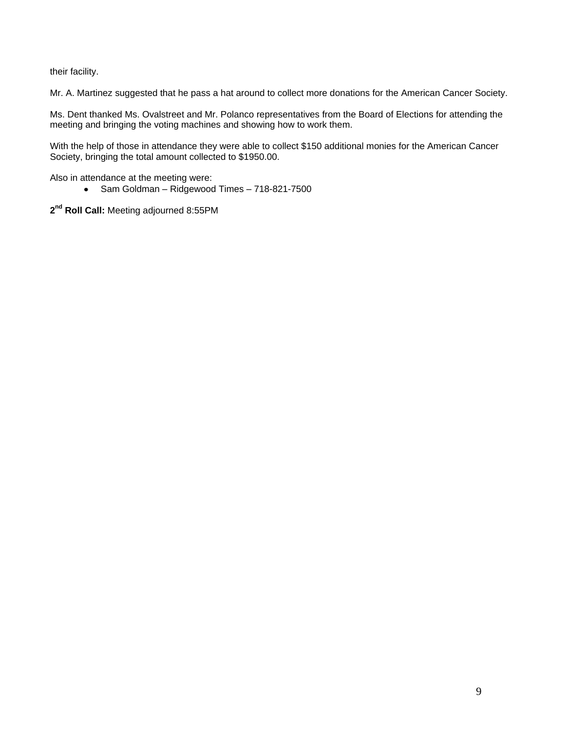their facility.

Mr. A. Martinez suggested that he pass a hat around to collect more donations for the American Cancer Society.

Ms. Dent thanked Ms. Ovalstreet and Mr. Polanco representatives from the Board of Elections for attending the meeting and bringing the voting machines and showing how to work them.

With the help of those in attendance they were able to collect $150 additional monies for the American Cancer Society, bringing the total amount collected to $1950.00.

Also in attendance at the meeting were:

- Sam Goldman – Ridgewood Times – 718-821-7500

**2nd Roll Call:** Meeting adjourned 8:55PM